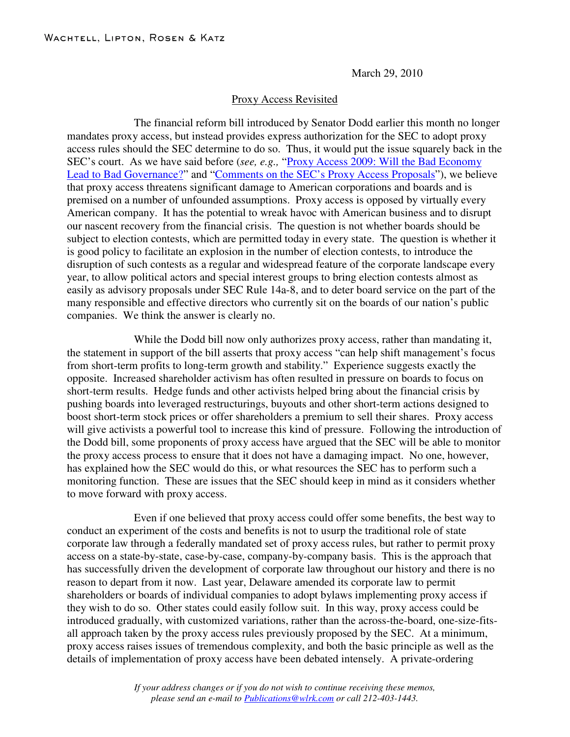Wachtell, Lipton, Rosen & Katz

March 29, 2010

Proxy Access Revisited

The financial reform bill introduced by Senator Dodd earlier this month no longer mandates proxy access, but instead provides express authorization for the SEC to adopt proxy access rules should the SEC determine to do so. Thus, it would put the issue squarely back in the SEC's court. As we have said before (*see, e.g.,* "Proxy Access 2009: Will the Bad Economy Lead to Bad Governance?" and "Comments on the SEC's Proxy Access Proposals"), we believe that proxy access threatens significant damage to American corporations and boards and is premised on a number of unfounded assumptions. Proxy access is opposed by virtually every American company. It has the potential to wreak havoc with American business and to disrupt our nascent recovery from the financial crisis. The question is not whether boards should be subject to election contests, which are permitted today in every state. The question is whether it is good policy to facilitate an explosion in the number of election contests, to introduce the disruption of such contests as a regular and widespread feature of the corporate landscape every year, to allow political actors and special interest groups to bring election contests almost as easily as advisory proposals under SEC Rule 14a-8, and to deter board service on the part of the many responsible and effective directors who currently sit on the boards of our nation's public companies. We think the answer is clearly no.

While the Dodd bill now only authorizes proxy access, rather than mandating it, the statement in support of the bill asserts that proxy access "can help shift management's focus from short-term profits to long-term growth and stability." Experience suggests exactly the opposite. Increased shareholder activism has often resulted in pressure on boards to focus on short-term results. Hedge funds and other activists helped bring about the financial crisis by pushing boards into leveraged restructurings, buyouts and other short-term actions designed to boost short-term stock prices or offer shareholders a premium to sell their shares. Proxy access will give activists a powerful tool to increase this kind of pressure. Following the introduction of the Dodd bill, some proponents of proxy access have argued that the SEC will be able to monitor the proxy access process to ensure that it does not have a damaging impact. No one, however, has explained how the SEC would do this, or what resources the SEC has to perform such a monitoring function. These are issues that the SEC should keep in mind as it considers whether to move forward with proxy access.

Even if one believed that proxy access could offer some benefits, the best way to conduct an experiment of the costs and benefits is not to usurp the traditional role of state corporate law through a federally mandated set of proxy access rules, but rather to permit proxy access on a state-by-state, case-by-case, company-by-company basis. This is the approach that has successfully driven the development of corporate law throughout our history and there is no reason to depart from it now. Last year, Delaware amended its corporate law to permit shareholders or boards of individual companies to adopt bylaws implementing proxy access if they wish to do so. Other states could easily follow suit. In this way, proxy access could be introduced gradually, with customized variations, rather than the across-the-board, one-size-fits-all approach taken by the proxy access rules previously proposed by the SEC. At a minimum, proxy access raises issues of tremendous complexity, and both the basic principle as well as the details of implementation of proxy access have been debated intensely. A private-ordering

*If your address changes or if you do not wish to continue receiving these memos, please send an e-mail to Publications@wlrk.com or call 212-403-1443.*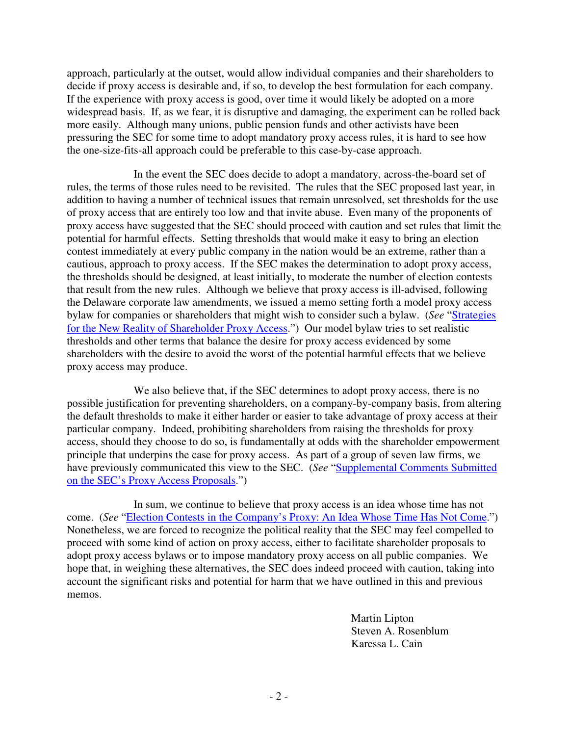approach, particularly at the outset, would allow individual companies and their shareholders to decide if proxy access is desirable and, if so, to develop the best formulation for each company. If the experience with proxy access is good, over time it would likely be adopted on a more widespread basis. If, as we fear, it is disruptive and damaging, the experiment can be rolled back more easily. Although many unions, public pension funds and other activists have been pressuring the SEC for some time to adopt mandatory proxy access rules, it is hard to see how the one-size-fits-all approach could be preferable to this case-by-case approach.

In the event the SEC does decide to adopt a mandatory, across-the-board set of rules, the terms of those rules need to be revisited. The rules that the SEC proposed last year, in addition to having a number of technical issues that remain unresolved, set thresholds for the use of proxy access that are entirely too low and that invite abuse. Even many of the proponents of proxy access have suggested that the SEC should proceed with caution and set rules that limit the potential for harmful effects. Setting thresholds that would make it easy to bring an election contest immediately at every public company in the nation would be an extreme, rather than a cautious, approach to proxy access. If the SEC makes the determination to adopt proxy access, the thresholds should be designed, at least initially, to moderate the number of election contests that result from the new rules. Although we believe that proxy access is ill-advised, following the Delaware corporate law amendments, we issued a memo setting forth a model proxy access bylaw for companies or shareholders that might wish to consider such a bylaw. (*See* "Strategies for the New Reality of Shareholder Proxy Access.") Our model bylaw tries to set realistic thresholds and other terms that balance the desire for proxy access evidenced by some shareholders with the desire to avoid the worst of the potential harmful effects that we believe proxy access may produce.

We also believe that, if the SEC determines to adopt proxy access, there is no possible justification for preventing shareholders, on a company-by-company basis, from altering the default thresholds to make it either harder or easier to take advantage of proxy access at their particular company. Indeed, prohibiting shareholders from raising the thresholds for proxy access, should they choose to do so, is fundamentally at odds with the shareholder empowerment principle that underpins the case for proxy access. As part of a group of seven law firms, we have previously communicated this view to the SEC. (*See* "Supplemental Comments Submitted on the SEC's Proxy Access Proposals.")

In sum, we continue to believe that proxy access is an idea whose time has not come. (*See* "Election Contests in the Company's Proxy: An Idea Whose Time Has Not Come.") Nonetheless, we are forced to recognize the political reality that the SEC may feel compelled to proceed with some kind of action on proxy access, either to facilitate shareholder proposals to adopt proxy access bylaws or to impose mandatory proxy access on all public companies. We hope that, in weighing these alternatives, the SEC does indeed proceed with caution, taking into account the significant risks and potential for harm that we have outlined in this and previous memos.

Martin Lipton
Steven A. Rosenblum
Karessa L. Cain